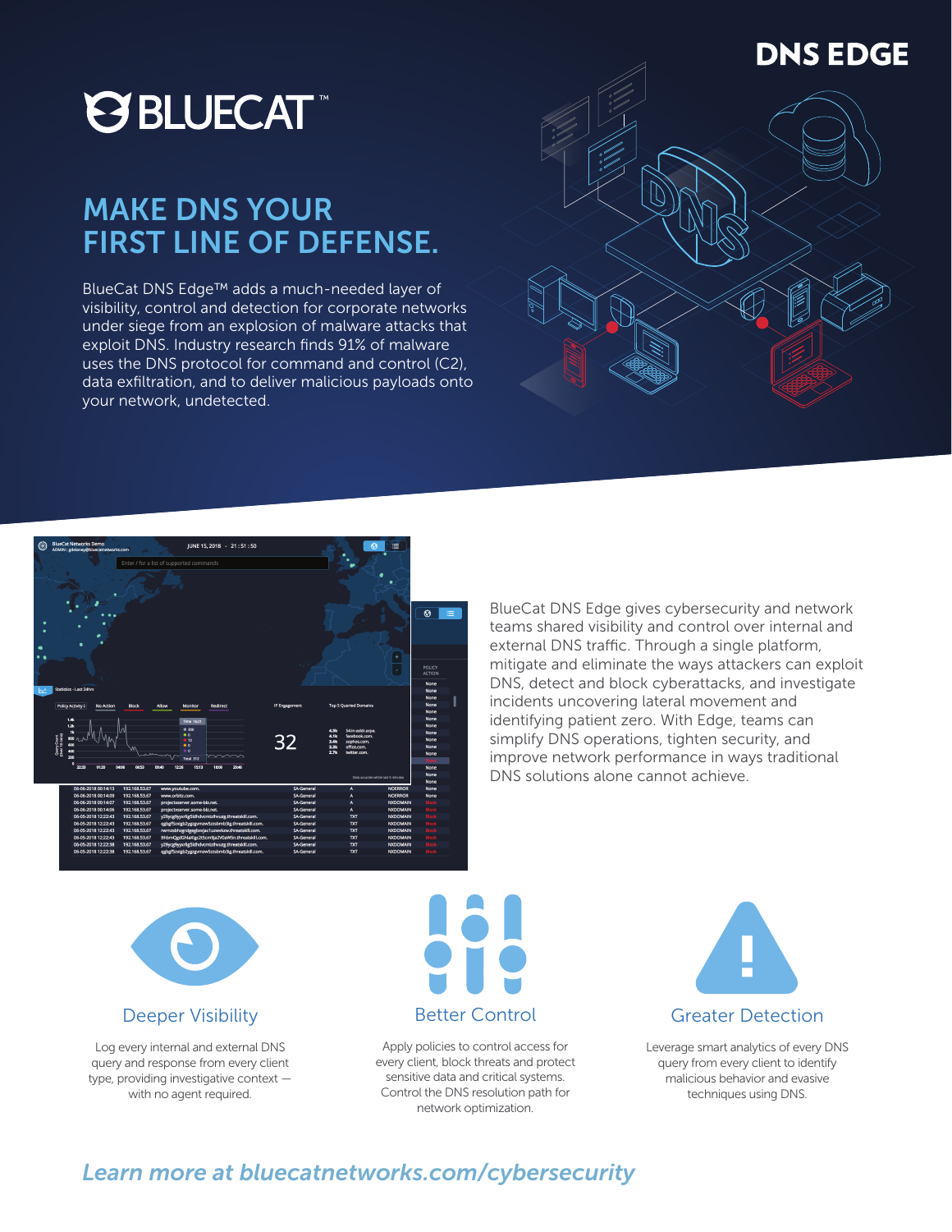# DNS EDGE

BLUECAT™

## MAKE DNS YOUR FIRST LINE OF DEFENSE.

BlueCat DNS Edge™ adds a much-needed layer of visibility, control and detection for corporate networks under siege from an explosion of malware attacks that exploit DNS. Industry research finds 91% of malware uses the DNS protocol for command and control (C2), data exfiltration, and to deliver malicious payloads onto your network, undetected.

BlueCat DNS Edge gives cybersecurity and network teams shared visibility and control over internal and external DNS traffic. Through a single platform, mitigate and eliminate the ways attackers can exploit DNS, detect and block cyberattacks, and investigate incidents uncovering lateral movement and identifying patient zero. With Edge, teams can simplify DNS operations, tighten security, and improve network performance in ways traditional DNS solutions alone cannot achieve.

### Deeper Visibility

Log every internal and external DNS query and response from every client type, providing investigative context — with no agent required.

### Better Control

Apply policies to control access for every client, block threats and protect sensitive data and critical systems. Control the DNS resolution path for network optimization.

### Greater Detection

Leverage smart analytics of every DNS query from every client to identify malicious behavior and evasive techniques using DNS.

*Learn more at bluecatnetworks.com/cybersecurity*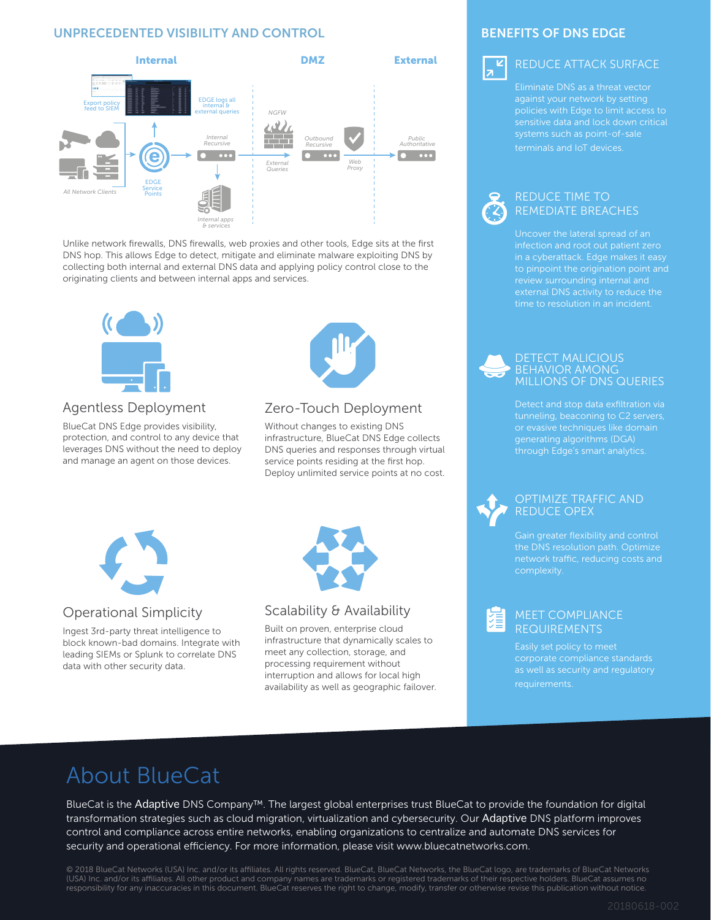## UNPRECEDENTED VISIBILITY AND CONTROL

Internal

DMZ

External

Export policy feed to SIEM

EDGE logs all internal & external queries

NGFW

Internal Recursive

Outbound Recursive

Public Authoritative

External Queries

Web Proxy

All Network Clients

EDGE Service Points

Internal apps & services

Unlike network firewalls, DNS firewalls, web proxies and other tools, Edge sits at the first DNS hop. This allows Edge to detect, mitigate and eliminate malware exploiting DNS by collecting both internal and external DNS data and applying policy control close to the originating clients and between internal apps and services.

### Agentless Deployment

BlueCat DNS Edge provides visibility, protection, and control to any device that leverages DNS without the need to deploy and manage an agent on those devices.

### Zero-Touch Deployment

Without changes to existing DNS infrastructure, BlueCat DNS Edge collects DNS queries and responses through virtual service points residing at the first hop. Deploy unlimited service points at no cost.

### Operational Simplicity

Ingest 3rd-party threat intelligence to block known-bad domains. Integrate with leading SIEMs or Splunk to correlate DNS data with other security data.

### Scalability & Availability

Built on proven, enterprise cloud infrastructure that dynamically scales to meet any collection, storage, and processing requirement without interruption and allows for local high availability as well as geographic failover.

## BENEFITS OF DNS EDGE

### REDUCE ATTACK SURFACE

Eliminate DNS as a threat vector against your network by setting policies with Edge to limit access to sensitive data and lock down critical systems such as point-of-sale terminals and IoT devices.

### REDUCE TIME TO REMEDIATE BREACHES

Uncover the lateral spread of an infection and root out patient zero in a cyberattack. Edge makes it easy to pinpoint the origination point and review surrounding internal and external DNS activity to reduce the time to resolution in an incident.

### DETECT MALICIOUS BEHAVIOR AMONG MILLIONS OF DNS QUERIES

Detect and stop data exfiltration via tunneling, beaconing to C2 servers, or evasive techniques like domain generating algorithms (DGA) through Edge's smart analytics.

### OPTIMIZE TRAFFIC AND REDUCE OPEX

Gain greater flexibility and control the DNS resolution path. Optimize network traffic, reducing costs and complexity.

### MEET COMPLIANCE REQUIREMENTS

Easily set policy to meet corporate compliance standards as well as security and regulatory requirements.

# About BlueCat

BlueCat is the Adaptive DNS Company™. The largest global enterprises trust BlueCat to provide the foundation for digital transformation strategies such as cloud migration, virtualization and cybersecurity. Our Adaptive DNS platform improves control and compliance across entire networks, enabling organizations to centralize and automate DNS services for security and operational efficiency. For more information, please visit www.bluecatnetworks.com.

© 2018 BlueCat Networks (USA) Inc. and/or its affiliates. All rights reserved. BlueCat, BlueCat Networks, the BlueCat logo, are trademarks of BlueCat Networks (USA) Inc. and/or its affiliates. All other product and company names are trademarks or registered trademarks of their respective holders. BlueCat assumes no responsibility for any inaccuracies in this document. BlueCat reserves the right to change, modify, transfer or otherwise revise this publication without notice.

20180618-002